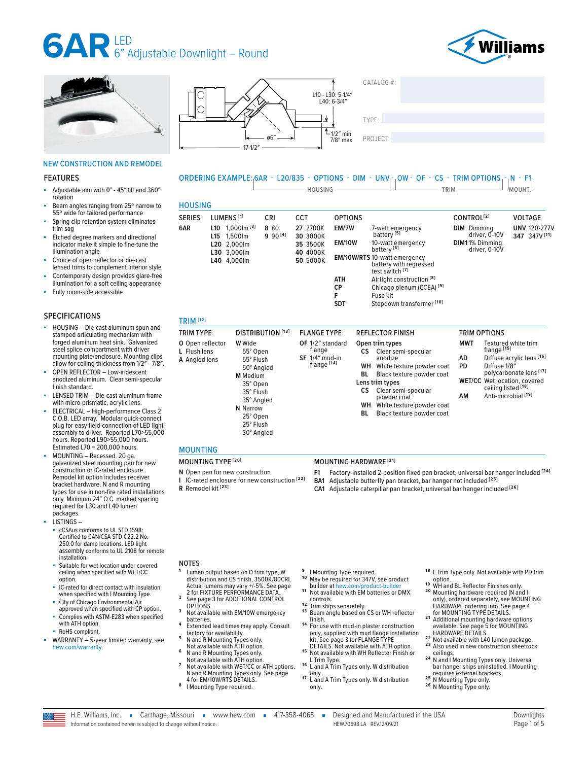# 6AR LED 6" Adjustable Downlight – Round

Williams

L10 - L30: 5-1/4"
L40: 6-3/4"

ø6"

17-1/2"

1/2" min
7/8" max

CATALOG #:

TYPE:

PROJECT:

NEW CONSTRUCTION AND REMODEL

## FEATURES

- Adjustable aim with 0° - 45° tilt and 360° rotation
- Beam angles ranging from 25° narrow to 55° wide for tailored performance
- Spring clip retention system eliminates trim sag
- Etched degree markers and directional indicator make it simple to fine-tune the illumination angle
- Choice of open reflector or die-cast lensed trims to complement interior style
- Contemporary design provides glare-free illumination for a soft ceiling appearance
- Fully room-side accessible

## SPECIFICATIONS

- HOUSING – Die-cast aluminum spun and stamped articulating mechanism with forged aluminum heat sink. Galvanized steel splice compartment with driver mounting plate/enclosure. Mounting clips allow for ceiling thickness from 1/2" - 7/8".
- OPEN REFLECTOR – Low-iridescent anodized aluminum. Clear semi-specular finish standard.
- LENSED TRIM – Die-cast aluminum frame with micro-prismatic, acrylic lens.
- ELECTRICAL – High-performance Class 2 C.O.B. LED array. Modular quick-connect plug for easy field-connection of LED light assembly to driver. Reported L70>55,000 hours. Reported L90>55,000 hours. Estimated L70 = 200,000 hours.
- MOUNTING – Recessed. 20 ga. galvanized steel mounting pan for new construction or IC-rated enclosure. Remodel kit option includes receiver bracket hardware. N and R mounting types for use in non-fire rated installations only. Minimum 24" O.C. marked spacing required for L30 and L40 lumen packages.
- LISTINGS –
  - cCSAus conforms to UL STD 1598; Certified to CAN/CSA STD C22.2 No. 250.0 for damp locations. LED light assembly conforms to UL 2108 for remote installation.
  - Suitable for wet location under covered ceiling when specified with WET/CC option.
  - IC-rated for direct contact with insulation when specified with I Mounting Type.
  - City of Chicago Environmental Air approved when specified with CP option.
  - Complies with ASTM-E283 when specified with ATH option.
  - RoHS compliant.
- WARRANTY – 5-year limited warranty, see hew.com/warranty.

## ORDERING EXAMPLE: 6AR - L20/835 - OPTIONS - DIM - UNV - OW - OF - CS - TRIM OPTIONS - N - F1

(6AR - L20/835 - OPTIONS - DIM - UNV = HOUSING; OW - OF - CS - TRIM OPTIONS = TRIM; N - F1 = MOUNT.)

## HOUSING

| SERIES | LUMENS [1] | CRI | CCT | OPTIONS | | CONTROL[2] | VOLTAGE |
|---|---|---|---|---|---|---|---|
| 6AR | L10 1,000lm [3] | 8 80 | 27 2700K | EM/7W | 7-watt emergency battery [5] | DIM Dimming driver, 0-10V | UNV 120-277V |
| | L15 1,500lm | 9 90 [4] | 30 3000K | EM/10W | 10-watt emergency battery [6] | DIM1 1% Dimming driver, 0-10V | 347 347V [11] |
| | L20 2,000lm | | 35 3500K | EM/10W/RTS | 10-watt emergency battery with regressed test switch [7] | | |
| | L30 3,000lm | | 40 4000K | ATH | Airtight construction [8] | | |
| | L40 4,000lm | | 50 5000K | CP | Chicago plenum (CCEA) [9] | | |
| | | | | F | Fuse kit | | |
| | | | | SDT | Stepdown transformer [10] | | |

## TRIM [12]

| TRIM TYPE | DISTRIBUTION [13] | FLANGE TYPE | REFLECTOR FINISH | TRIM OPTIONS |
|---|---|---|---|---|
| O Open reflector | W Wide | OF 1/2" standard flange | Open trim types | MWT Textured white trim flange [15] |
| L Flush lens | 55° Open | SF 1/4" mud-in flange [14] | CS Clear semi-specular anodize | AD Diffuse acrylic lens [16] |
| A Angled lens | 55° Flush | | WH White texture powder coat | PD Diffuse 1/8" polycarbonate lens [17] |
| | 50° Angled | | BL Black texture powder coat | WET/CC Wet location, covered ceiling listed [18] |
| | M Medium | | Lens trim types | AM Anti-microbial [19] |
| | 35° Open | | CS Clear semi-specular powder coat | |
| | 35° Flush | | WH White texture powder coat | |
| | 35° Angled | | BL Black texture powder coat | |
| | N Narrow | | | |
| | 25° Open | | | |
| | 25° Flush | | | |
| | 30° Angled | | | |

## MOUNTING

### MOUNTING TYPE [20]

- N Open pan for new construction
- I IC-rated enclosure for new construction [22]
- R Remodel kit [23]

### MOUNTING HARDWARE [21]

- F1 Factory-installed 2-position fixed pan bracket, universal bar hanger included [24]
- BA1 Adjustable butterfly pan bracket, bar hanger not included [25]
- CA1 Adjustable caterpillar pan bracket, universal bar hanger included [26]

## NOTES

1. Lumen output based on O trim type, W distribution and CS finish, 3500K/80CRI. Actual lumens may vary +/-5%. See page 2 for FIXTURE PERFORMANCE DATA.
2. See page 3 for ADDITIONAL CONTROL OPTIONS.
3. Not available with EM/10W emergency batteries.
4. Extended lead times may apply. Consult factory for availability.
5. N and R Mounting Types only. Not available with ATH option.
6. N and R Mounting Types only. Not available with ATH option.
7. Not available with WET/CC or ATH options. N and R Mounting Types only. See page 4 for EM/10W/RTS DETAILS.
8. I Mounting Type required.
9. I Mounting Type required.
10. May be required for 347V, see product builder at hew.com/product-builder
11. Not available with EM batteries or DMX controls.
12. Trim ships separately.
13. Beam angle based on CS or WH reflector finish.
14. For use with mud-in plaster construction only, supplied with mud flange installation kit. See page 3 for FLANGE TYPE DETAILS. Not available with ATH option.
15. Not available with WH Reflector Finish or L Trim Type.
16. L and A Trim Types only. W distribution only.
17. L and A Trim Types only. W distribution only.
18. L Trim Type only. Not available with PD trim option.
19. WH and BL Reflector Finishes only.
20. Mounting hardware required (N and I only), ordered separately, see MOUNTING HARDWARE ordering info. See page 4 for MOUNTING TYPE DETAILS.
21. Additional mounting hardware options available. See page 5 for MOUNTING HARDWARE DETAILS.
22. Not available with L40 lumen package.
23. Also used in new construction sheetrock ceilings.
24. N and I Mounting Types only. Universal bar hanger ships uninstalled. I Mounting requires external brackets.
25. N Mounting Type only.
26. N Mounting Type only.

H.E. Williams, Inc. ▪ Carthage, Missouri ▪ www.hew.com ▪ 417-358-4065 ▪ Designed and Manufactured in the USA
Information contained herein is subject to change without notice. HEW.70698.LA REV.12/09/21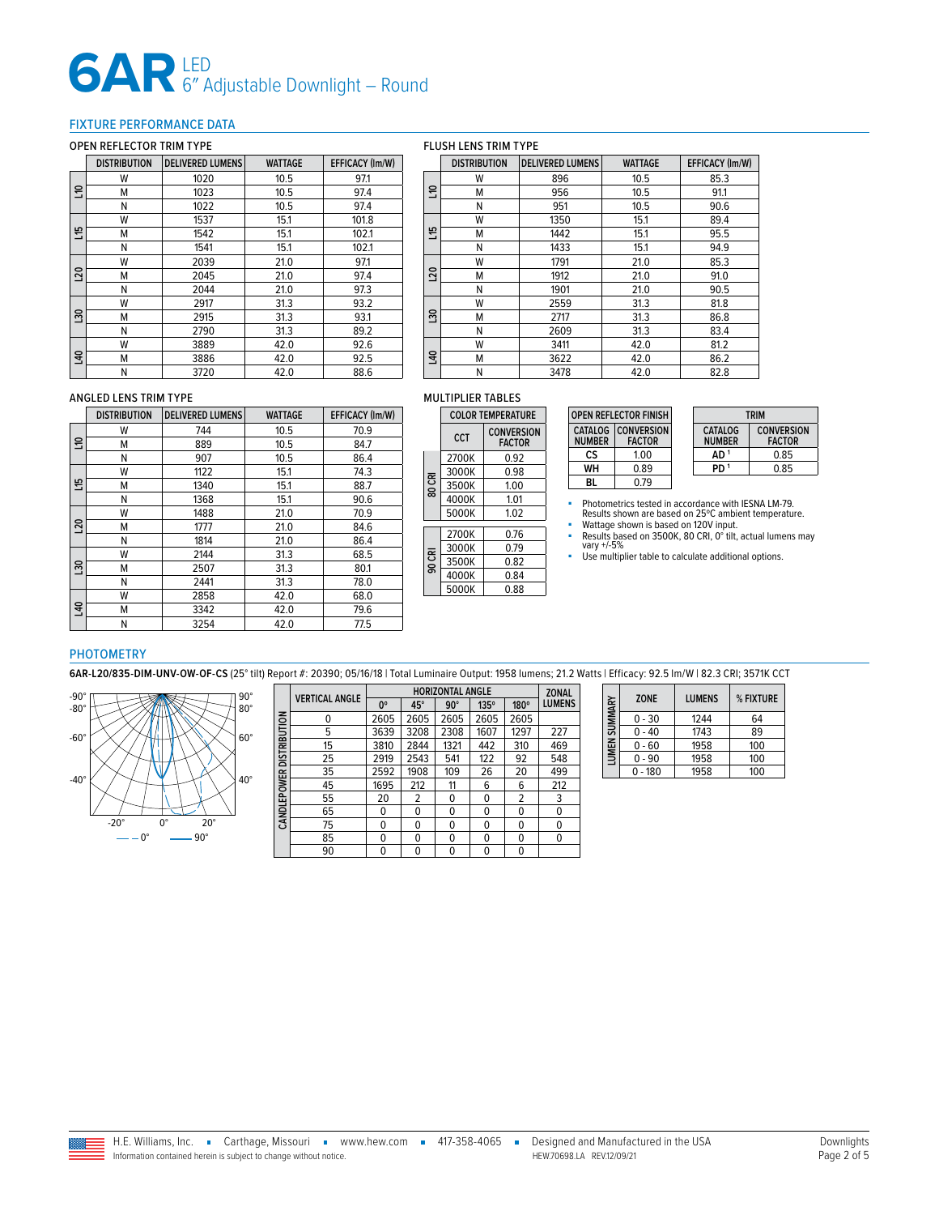# 6AR LED 6" Adjustable Downlight – Round

## FIXTURE PERFORMANCE DATA

### OPEN REFLECTOR TRIM TYPE

| | DISTRIBUTION | DELIVERED LUMENS | WATTAGE | EFFICACY (lm/W) |
|---|---|---|---|---|
| L10 | W | 1020 | 10.5 | 97.1 |
| | M | 1023 | 10.5 | 97.4 |
| | N | 1022 | 10.5 | 97.4 |
| L15 | W | 1537 | 15.1 | 101.8 |
| | M | 1542 | 15.1 | 102.1 |
| | N | 1541 | 15.1 | 102.1 |
| L20 | W | 2039 | 21.0 | 97.1 |
| | M | 2045 | 21.0 | 97.4 |
| | N | 2044 | 21.0 | 97.3 |
| L30 | W | 2917 | 31.3 | 93.2 |
| | M | 2915 | 31.3 | 93.1 |
| | N | 2790 | 31.3 | 89.2 |
| L40 | W | 3889 | 42.0 | 92.6 |
| | M | 3886 | 42.0 | 92.5 |
| | N | 3720 | 42.0 | 88.6 |

### FLUSH LENS TRIM TYPE

| | DISTRIBUTION | DELIVERED LUMENS | WATTAGE | EFFICACY (lm/W) |
|---|---|---|---|---|
| L10 | W | 896 | 10.5 | 85.3 |
| | M | 956 | 10.5 | 91.1 |
| | N | 951 | 10.5 | 90.6 |
| L15 | W | 1350 | 15.1 | 89.4 |
| | M | 1442 | 15.1 | 95.5 |
| | N | 1433 | 15.1 | 94.9 |
| L20 | W | 1791 | 21.0 | 85.3 |
| | M | 1912 | 21.0 | 91.0 |
| | N | 1901 | 21.0 | 90.5 |
| L30 | W | 2559 | 31.3 | 81.8 |
| | M | 2717 | 31.3 | 86.8 |
| | N | 2609 | 31.3 | 83.4 |
| L40 | W | 3411 | 42.0 | 81.2 |
| | M | 3622 | 42.0 | 86.2 |
| | N | 3478 | 42.0 | 82.8 |

### ANGLED LENS TRIM TYPE

| | DISTRIBUTION | DELIVERED LUMENS | WATTAGE | EFFICACY (lm/W) |
|---|---|---|---|---|
| L10 | W | 744 | 10.5 | 70.9 |
| | M | 889 | 10.5 | 84.7 |
| | N | 907 | 10.5 | 86.4 |
| L15 | W | 1122 | 15.1 | 74.3 |
| | M | 1340 | 15.1 | 88.7 |
| | N | 1368 | 15.1 | 90.6 |
| L20 | W | 1488 | 21.0 | 70.9 |
| | M | 1777 | 21.0 | 84.6 |
| | N | 1814 | 21.0 | 86.4 |
| L30 | W | 2144 | 31.3 | 68.5 |
| | M | 2507 | 31.3 | 80.1 |
| | N | 2441 | 31.3 | 78.0 |
| L40 | W | 2858 | 42.0 | 68.0 |
| | M | 3342 | 42.0 | 79.6 |
| | N | 3254 | 42.0 | 77.5 |

### MULTIPLIER TABLES

| COLOR TEMPERATURE | | |
|---|---|---|
| | CCT | CONVERSION FACTOR |
| 80 CRI | 2700K | 0.92 |
| | 3000K | 0.98 |
| | 3500K | 1.00 |
| | 4000K | 1.01 |
| | 5000K | 1.02 |
| 90 CRI | 2700K | 0.76 |
| | 3000K | 0.79 |
| | 3500K | 0.82 |
| | 4000K | 0.84 |
| | 5000K | 0.88 |

| OPEN REFLECTOR FINISH | |
|---|---|
| CATALOG NUMBER | CONVERSION FACTOR |
| CS | 1.00 |
| WH | 0.89 |
| BL | 0.79 |

| TRIM | |
|---|---|
| CATALOG NUMBER | CONVERSION FACTOR |
| AD [1] | 0.85 |
| PD [1] | 0.85 |

- Photometrics tested in accordance with IESNA LM-79. Results shown are based on 25°C ambient temperature.
- Wattage shown is based on 120V input.
- Results based on 3500K, 80 CRI, 0° tilt, actual lumens may vary +/-5%
- Use multiplier table to calculate additional options.

## PHOTOMETRY

**6AR-L20/835-DIM-UNV-OW-OF-CS** (25° tilt) Report #: 20390; 05/16/18 | Total Luminaire Output: 1958 lumens; 21.2 Watts | Efficacy: 92.5 lm/W | 82.3 CRI; 3571K CCT

| CANDLEPOWER DISTRIBUTION | | | | | | |
|---|---|---|---|---|---|---|
| VERTICAL ANGLE | HORIZONTAL ANGLE 0° | 45° | 90° | 135° | 180° | ZONAL LUMENS |
| 0 | 2605 | 2605 | 2605 | 2605 | 2605 | |
| 5 | 3639 | 3208 | 2308 | 1607 | 1297 | 227 |
| 15 | 3810 | 2844 | 1321 | 442 | 310 | 469 |
| 25 | 2919 | 2543 | 541 | 122 | 92 | 548 |
| 35 | 2592 | 1908 | 109 | 26 | 20 | 499 |
| 45 | 1695 | 212 | 11 | 6 | 6 | 212 |
| 55 | 20 | 2 | 0 | 0 | 2 | 3 |
| 65 | 0 | 0 | 0 | 0 | 0 | 0 |
| 75 | 0 | 0 | 0 | 0 | 0 | 0 |
| 85 | 0 | 0 | 0 | 0 | 0 | 0 |
| 90 | 0 | 0 | 0 | 0 | 0 | |

| LUMEN SUMMARY | | |
|---|---|---|
| ZONE | LUMENS | % FIXTURE |
| 0 - 30 | 1244 | 64 |
| 0 - 40 | 1743 | 89 |
| 0 - 60 | 1958 | 100 |
| 0 - 90 | 1958 | 100 |
| 0 - 180 | 1958 | 100 |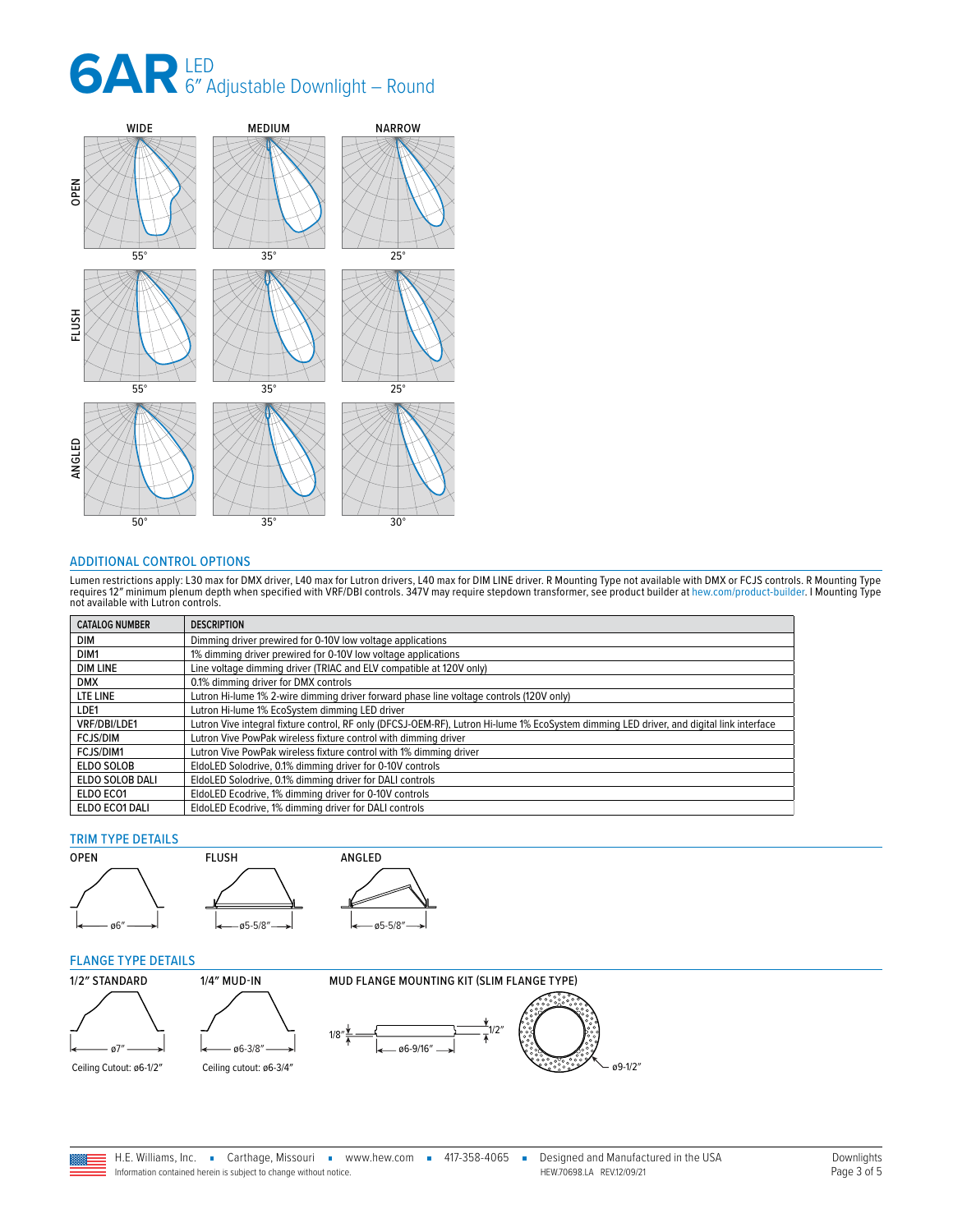# 6AR LED 6" Adjustable Downlight – Round

| | WIDE | MEDIUM | NARROW |
|---|---|---|---|
| OPEN | 55° | 35° | 25° |
| FLUSH | 55° | 35° | 25° |
| ANGLED | 50° | 35° | 30° |

## ADDITIONAL CONTROL OPTIONS

Lumen restrictions apply: L30 max for DMX driver, L40 max for Lutron drivers, L40 max for DIM LINE driver. R Mounting Type not available with DMX or FCJS controls. R Mounting Type requires 12" minimum plenum depth when specified with VRF/DBI controls. 347V may require stepdown transformer, see product builder at hew.com/product-builder. I Mounting Type not available with Lutron controls.

| CATALOG NUMBER | DESCRIPTION |
|---|---|
| DIM | Dimming driver prewired for 0-10V low voltage applications |
| DIM1 | 1% dimming driver prewired for 0-10V low voltage applications |
| DIM LINE | Line voltage dimming driver (TRIAC and ELV compatible at 120V only) |
| DMX | 0.1% dimming driver for DMX controls |
| LTE LINE | Lutron Hi-lume 1% 2-wire dimming driver forward phase line voltage controls (120V only) |
| LDE1 | Lutron Hi-lume 1% EcoSystem dimming LED driver |
| VRF/DBI/LDE1 | Lutron Vive integral fixture control, RF only (DFCSJ-OEM-RF), Lutron Hi-lume 1% EcoSystem dimming LED driver, and digital link interface |
| FCJS/DIM | Lutron Vive PowPak wireless fixture control with dimming driver |
| FCJS/DIM1 | Lutron Vive PowPak wireless fixture control with 1% dimming driver |
| ELDO SOLOB | EldoLED Solodrive, 0.1% dimming driver for 0-10V controls |
| ELDO SOLOB DALI | EldoLED Solodrive, 0.1% dimming driver for DALI controls |
| ELDO ECO1 | EldoLED Ecodrive, 1% dimming driver for 0-10V controls |
| ELDO ECO1 DALI | EldoLED Ecodrive, 1% dimming driver for DALI controls |

## TRIM TYPE DETAILS

OPEN: ø6"

FLUSH: ø5-5/8"

ANGLED: ø5-5/8"

## FLANGE TYPE DETAILS

1/2" STANDARD: ø7" — Ceiling Cutout: ø6-1/2"

1/4" MUD-IN: ø6-3/8" — Ceiling cutout: ø6-3/4"

MUD FLANGE MOUNTING KIT (SLIM FLANGE TYPE): 1/8", 1/2", ø6-9/16", ø9-1/2"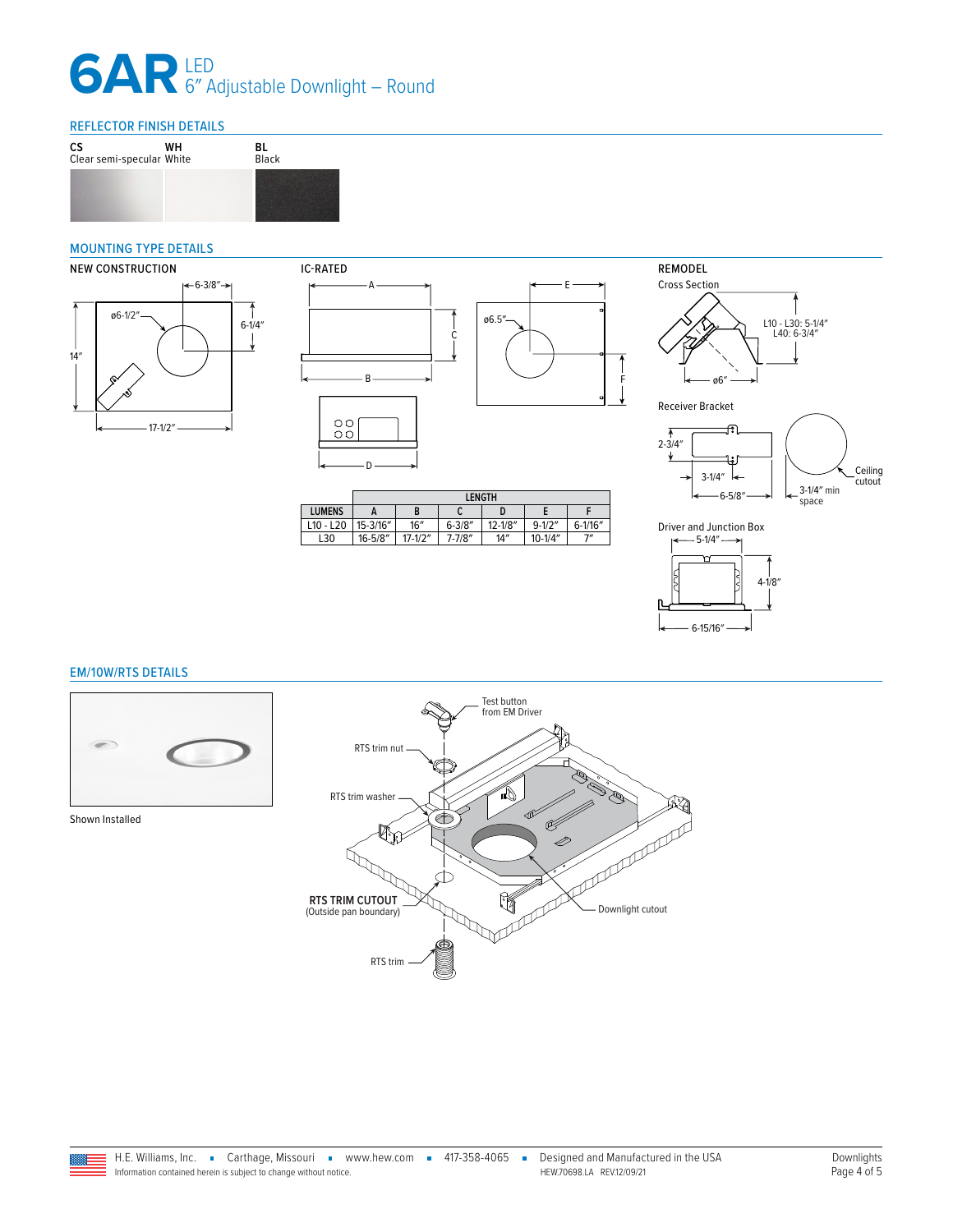# 6AR LED 6″ Adjustable Downlight – Round

## REFLECTOR FINISH DETAILS

**CS** Clear semi-specular

**WH** White

**BL** Black

## MOUNTING TYPE DETAILS

### NEW CONSTRUCTION

6-3/8″

ø6-1/2″

6-1/4″

14″

17-1/2″

### IC-RATED

A

C

B

D

E

ø6.5″

F

| LUMENS | LENGTH | | | | | |
|---|---|---|---|---|---|---|
| | A | B | C | D | E | F |
| L10 - L20 | 15-3/16″ | 16″ | 6-3/8″ | 12-1/8″ | 9-1/2″ | 6-1/16″ |
| L30 | 16-5/8″ | 17-1/2″ | 7-7/8″ | 14″ | 10-1/4″ | 7″ |

### REMODEL

Cross Section

L10 - L30: 5-1/4″
L40: 6-3/4″

ø6″

Receiver Bracket

2-3/4″

3-1/4″

6-5/8″

Ceiling cutout

3-1/4″ min space

Driver and Junction Box

5-1/4″

4-1/8″

6-15/16″

## EM/10W/RTS DETAILS

Shown Installed

Test button from EM Driver

RTS trim nut

RTS trim washer

**RTS TRIM CUTOUT** (Outside pan boundary)

Downlight cutout

RTS trim

H.E. Williams, Inc. ▪ Carthage, Missouri ▪ www.hew.com ▪ 417-358-4065 ▪ Designed and Manufactured in the USA

Information contained herein is subject to change without notice. HEW.70698.LA REV.12/09/21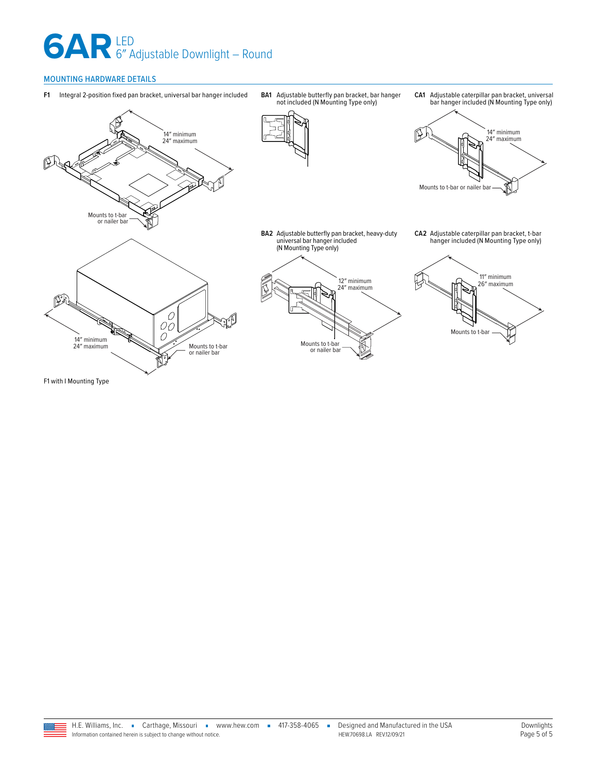# 6AR LED 6″ Adjustable Downlight – Round

## MOUNTING HARDWARE DETAILS

**F1** Integral 2-position fixed pan bracket, universal bar hanger included

14″ minimum
24″ maximum

Mounts to t-bar
or nailer bar

14″ minimum
24″ maximum

Mounts to t-bar
or nailer bar

F1 with I Mounting Type

**BA1** Adjustable butterfly pan bracket, bar hanger not included (N Mounting Type only)

**BA2** Adjustable butterfly pan bracket, heavy-duty universal bar hanger included (N Mounting Type only)

12″ minimum
24″ maximum

Mounts to t-bar
or nailer bar

**CA1** Adjustable caterpillar pan bracket, universal bar hanger included (N Mounting Type only)

14″ minimum
24″ maximum

Mounts to t-bar or nailer bar

**CA2** Adjustable caterpillar pan bracket, t-bar hanger included (N Mounting Type only)

11″ minimum
26″ maximum

Mounts to t-bar

H.E. Williams, Inc. ▪ Carthage, Missouri ▪ www.hew.com ▪ 417-358-4065 ▪ Designed and Manufactured in the USA
Information contained herein is subject to change without notice. HEW.70698.LA REV.12/09/21